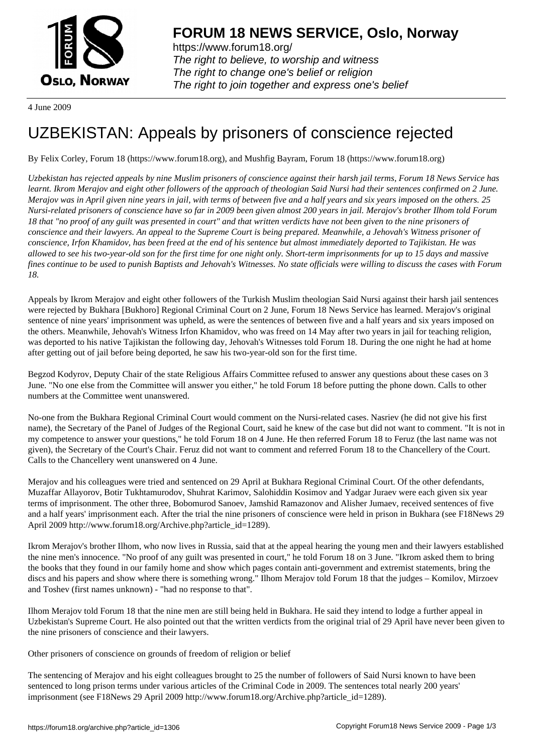4 June 2009

# UZBEKISTAN: Appeals by prisoners of conscience rejected

By Felix Corley, Forum 18 (https://www.forum18.org), and Mushfig Bayram, Forum 18 (https://www.forum18.org)

*Uzbekistan has rejected appeals by nine Muslim prisoners of conscience against their harsh jail terms, Forum 18 News Service has learnt. Ikrom Merajov and eight other followers of the approach of theologian Said Nursi had their sentences confirmed on 2 June. Merajov was in April given nine years in jail, with terms of between five and a half years and six years imposed on the others. 25 Nursi-related prisoners of conscience have so far in 2009 been given almost 200 years in jail. Merajov's brother Ilhom told Forum 18 that "no proof of any guilt was presented in court" and that written verdicts have not been given to the nine prisoners of conscience and their lawyers. An appeal to the Supreme Court is being prepared. Meanwhile, a Jehovah's Witness prisoner of conscience, Irfon Khamidov, has been freed at the end of his sentence but almost immediately deported to Tajikistan. He was allowed to see his two-year-old son for the first time for one night only. Short-term imprisonments for up to 15 days and massive fines continue to be used to punish Baptists and Jehovah's Witnesses. No state officials were willing to discuss the cases with Forum 18.*

Appeals by Ikrom Merajov and eight other followers of the Turkish Muslim theologian Said Nursi against their harsh jail sentences were rejected by Bukhara [Bukhoro] Regional Criminal Court on 2 June, Forum 18 News Service has learned. Merajov's original sentence of nine years' imprisonment was upheld, as were the sentences of between five and a half years and six years imposed on the others. Meanwhile, Jehovah's Witness Irfon Khamidov, who was freed on 14 May after two years in jail for teaching religion, was deported to his native Tajikistan the following day, Jehovah's Witnesses told Forum 18. During the one night he had at home after getting out of jail before being deported, he saw his two-year-old son for the first time.

Begzod Kodyrov, Deputy Chair of the state Religious Affairs Committee refused to answer any questions about these cases on 3 June. "No one else from the Committee will answer you either," he told Forum 18 before putting the phone down. Calls to other numbers at the Committee went unanswered.

No-one from the Bukhara Regional Criminal Court would comment on the Nursi-related cases. Nasriev (he did not give his first name), the Secretary of the Panel of Judges of the Regional Court, said he knew of the case but did not want to comment. "It is not in my competence to answer your questions," he told Forum 18 on 4 June. He then referred Forum 18 to Feruz (the last name was not given), the Secretary of the Court's Chair. Feruz did not want to comment and referred Forum 18 to the Chancellery of the Court. Calls to the Chancellery went unanswered on 4 June.

Merajov and his colleagues were tried and sentenced on 29 April at Bukhara Regional Criminal Court. Of the other defendants, Muzaffar Allayorov, Botir Tukhtamurodov, Shuhrat Karimov, Salohiddin Kosimov and Yadgar Juraev were each given six year terms of imprisonment. The other three, Bobomurod Sanoev, Jamshid Ramazonov and Alisher Jumaev, received sentences of five and a half years' imprisonment each. After the trial the nine prisoners of conscience were held in prison in Bukhara (see F18News 29 April 2009 http://www.forum18.org/Archive.php?article_id=1289).

Ikrom Merajov's brother Ilhom, who now lives in Russia, said that at the appeal hearing the young men and their lawyers established the nine men's innocence. "No proof of any guilt was presented in court," he told Forum 18 on 3 June. "Ikrom asked them to bring the books that they found in our family home and show which pages contain anti-government and extremist statements, bring the discs and his papers and show where there is something wrong." Ilhom Merajov told Forum 18 that the judges – Komilov, Mirzoev and Toshev (first names unknown) - "had no response to that".

Ilhom Merajov told Forum 18 that the nine men are still being held in Bukhara. He said they intend to lodge a further appeal in Uzbekistan's Supreme Court. He also pointed out that the written verdicts from the original trial of 29 April have never been given to the nine prisoners of conscience and their lawyers.

Other prisoners of conscience on grounds of freedom of religion or belief

The sentencing of Merajov and his eight colleagues brought to 25 the number of followers of Said Nursi known to have been sentenced to long prison terms under various articles of the Criminal Code in 2009. The sentences total nearly 200 years' imprisonment (see F18News 29 April 2009 http://www.forum18.org/Archive.php?article_id=1289).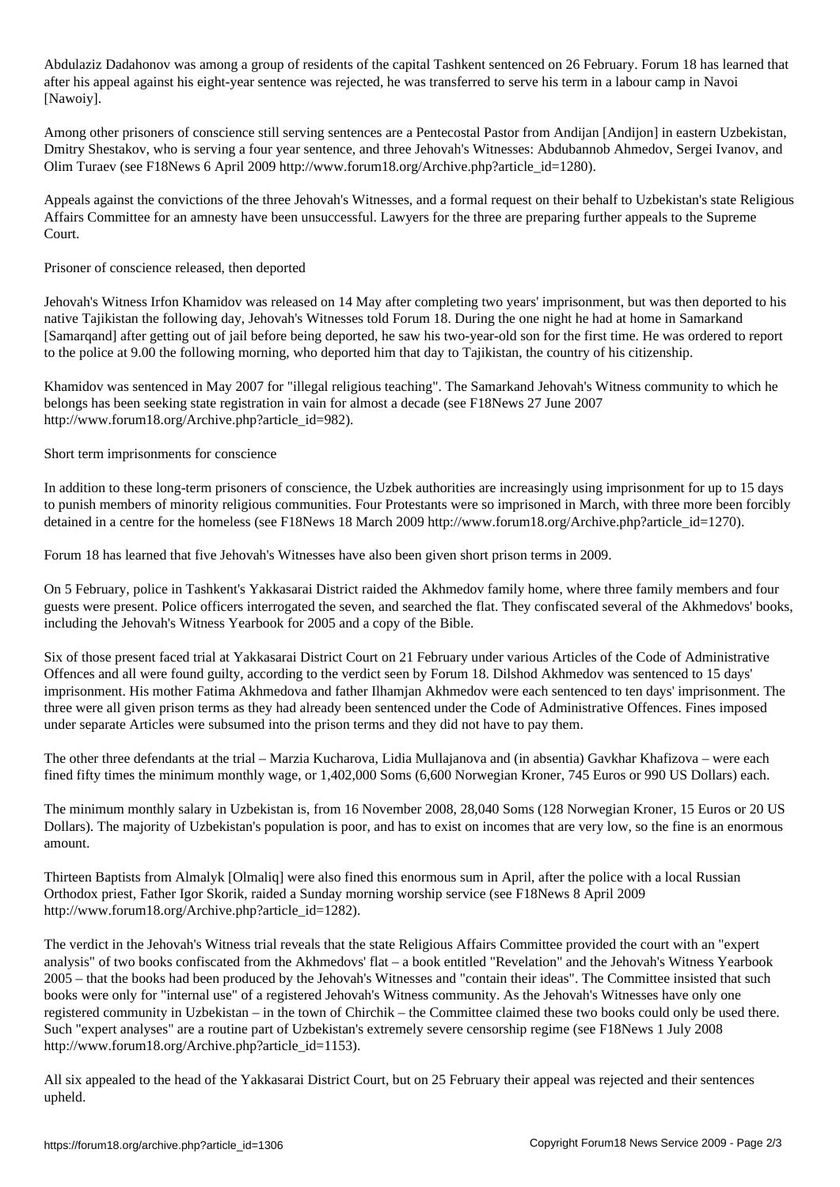Abdulaziz Dadahonov was among a group of residents of the capital Tashkent sentenced on 26 February. Forum 18 has learned that after his appeal against his eight-year sentence was rejected, he was transferred to serve his term in a labour camp in Navoi [Nawoiy].

Among other prisoners of conscience still serving sentences are a Pentecostal Pastor from Andijan [Andijon] in eastern Uzbekistan, Dmitry Shestakov, who is serving a four year sentence, and three Jehovah's Witnesses: Abdubannob Ahmedov, Sergei Ivanov, and Olim Turaev (see F18News 6 April 2009 http://www.forum18.org/Archive.php?article_id=1280).

Appeals against the convictions of the three Jehovah's Witnesses, and a formal request on their behalf to Uzbekistan's state Religious Affairs Committee for an amnesty have been unsuccessful. Lawyers for the three are preparing further appeals to the Supreme Court.

Prisoner of conscience released, then deported

Jehovah's Witness Irfon Khamidov was released on 14 May after completing two years' imprisonment, but was then deported to his native Tajikistan the following day, Jehovah's Witnesses told Forum 18. During the one night he had at home in Samarkand [Samarqand] after getting out of jail before being deported, he saw his two-year-old son for the first time. He was ordered to report to the police at 9.00 the following morning, who deported him that day to Tajikistan, the country of his citizenship.

Khamidov was sentenced in May 2007 for "illegal religious teaching". The Samarkand Jehovah's Witness community to which he belongs has been seeking state registration in vain for almost a decade (see F18News 27 June 2007 http://www.forum18.org/Archive.php?article_id=982).

Short term imprisonments for conscience

In addition to these long-term prisoners of conscience, the Uzbek authorities are increasingly using imprisonment for up to 15 days to punish members of minority religious communities. Four Protestants were so imprisoned in March, with three more been forcibly detained in a centre for the homeless (see F18News 18 March 2009 http://www.forum18.org/Archive.php?article_id=1270).

Forum 18 has learned that five Jehovah's Witnesses have also been given short prison terms in 2009.

On 5 February, police in Tashkent's Yakkasarai District raided the Akhmedov family home, where three family members and four guests were present. Police officers interrogated the seven, and searched the flat. They confiscated several of the Akhmedovs' books, including the Jehovah's Witness Yearbook for 2005 and a copy of the Bible.

Six of those present faced trial at Yakkasarai District Court on 21 February under various Articles of the Code of Administrative Offences and all were found guilty, according to the verdict seen by Forum 18. Dilshod Akhmedov was sentenced to 15 days' imprisonment. His mother Fatima Akhmedova and father Ilhamjan Akhmedov were each sentenced to ten days' imprisonment. The three were all given prison terms as they had already been sentenced under the Code of Administrative Offences. Fines imposed under separate Articles were subsumed into the prison terms and they did not have to pay them.

The other three defendants at the trial – Marzia Kucharova, Lidia Mullajanova and (in absentia) Gavkhar Khafizova – were each fined fifty times the minimum monthly wage, or 1,402,000 Soms (6,600 Norwegian Kroner, 745 Euros or 990 US Dollars) each.

The minimum monthly salary in Uzbekistan is, from 16 November 2008, 28,040 Soms (128 Norwegian Kroner, 15 Euros or 20 US Dollars). The majority of Uzbekistan's population is poor, and has to exist on incomes that are very low, so the fine is an enormous amount.

Thirteen Baptists from Almalyk [Olmaliq] were also fined this enormous sum in April, after the police with a local Russian Orthodox priest, Father Igor Skorik, raided a Sunday morning worship service (see F18News 8 April 2009 http://www.forum18.org/Archive.php?article_id=1282).

The verdict in the Jehovah's Witness trial reveals that the state Religious Affairs Committee provided the court with an "expert analysis" of two books confiscated from the Akhmedovs' flat – a book entitled "Revelation" and the Jehovah's Witness Yearbook 2005 – that the books had been produced by the Jehovah's Witnesses and "contain their ideas". The Committee insisted that such books were only for "internal use" of a registered Jehovah's Witness community. As the Jehovah's Witnesses have only one registered community in Uzbekistan – in the town of Chirchik – the Committee claimed these two books could only be used there. Such "expert analyses" are a routine part of Uzbekistan's extremely severe censorship regime (see F18News 1 July 2008 http://www.forum18.org/Archive.php?article_id=1153).

All six appealed to the head of the Yakkasarai District Court, but on 25 February their appeal was rejected and their sentences upheld.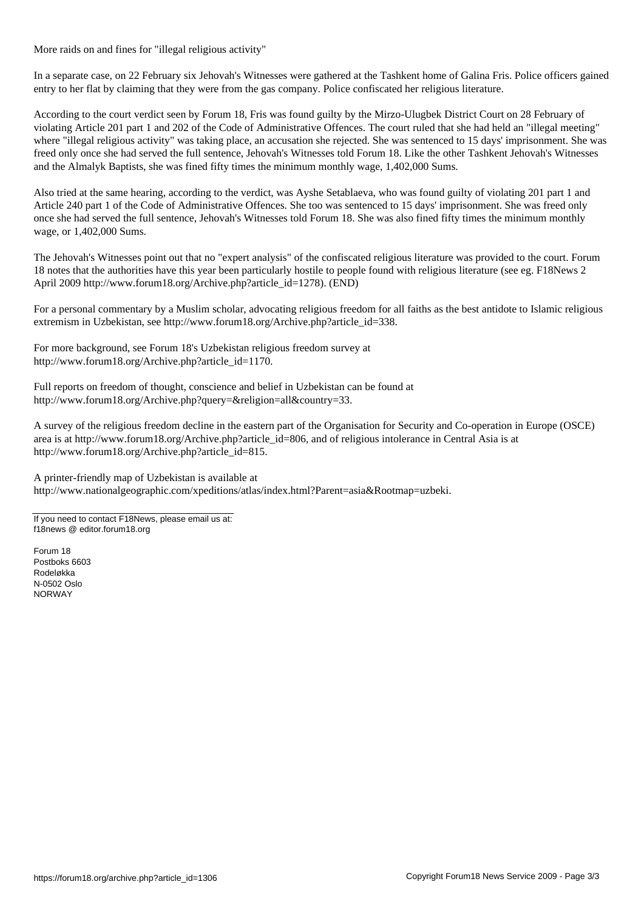More raids on and fines for "illegal religious activity"

In a separate case, on 22 February six Jehovah's Witnesses were gathered at the Tashkent home of Galina Fris. Police officers gained entry to her flat by claiming that they were from the gas company. Police confiscated her religious literature.

According to the court verdict seen by Forum 18, Fris was found guilty by the Mirzo-Ulugbek District Court on 28 February of violating Article 201 part 1 and 202 of the Code of Administrative Offences. The court ruled that she had held an "illegal meeting" where "illegal religious activity" was taking place, an accusation she rejected. She was sentenced to 15 days' imprisonment. She was freed only once she had served the full sentence, Jehovah's Witnesses told Forum 18. Like the other Tashkent Jehovah's Witnesses and the Almalyk Baptists, she was fined fifty times the minimum monthly wage, 1,402,000 Sums.

Also tried at the same hearing, according to the verdict, was Ayshe Setablaeva, who was found guilty of violating 201 part 1 and Article 240 part 1 of the Code of Administrative Offences. She too was sentenced to 15 days' imprisonment. She was freed only once she had served the full sentence, Jehovah's Witnesses told Forum 18. She was also fined fifty times the minimum monthly wage, or 1,402,000 Sums.

The Jehovah's Witnesses point out that no "expert analysis" of the confiscated religious literature was provided to the court. Forum 18 notes that the authorities have this year been particularly hostile to people found with religious literature (see eg. F18News 2 April 2009 http://www.forum18.org/Archive.php?article_id=1278). (END)

For a personal commentary by a Muslim scholar, advocating religious freedom for all faiths as the best antidote to Islamic religious extremism in Uzbekistan, see http://www.forum18.org/Archive.php?article_id=338.

For more background, see Forum 18's Uzbekistan religious freedom survey at http://www.forum18.org/Archive.php?article_id=1170.

Full reports on freedom of thought, conscience and belief in Uzbekistan can be found at http://www.forum18.org/Archive.php?query=&religion=all&country=33.

A survey of the religious freedom decline in the eastern part of the Organisation for Security and Co-operation in Europe (OSCE) area is at http://www.forum18.org/Archive.php?article_id=806, and of religious intolerance in Central Asia is at http://www.forum18.org/Archive.php?article_id=815.

A printer-friendly map of Uzbekistan is available at http://www.nationalgeographic.com/xpeditions/atlas/index.html?Parent=asia&Rootmap=uzbeki.

---

If you need to contact F18News, please email us at:
f18news @ editor.forum18.org

Forum 18
Postboks 6603
Rodeløkka
N-0502 Oslo
NORWAY